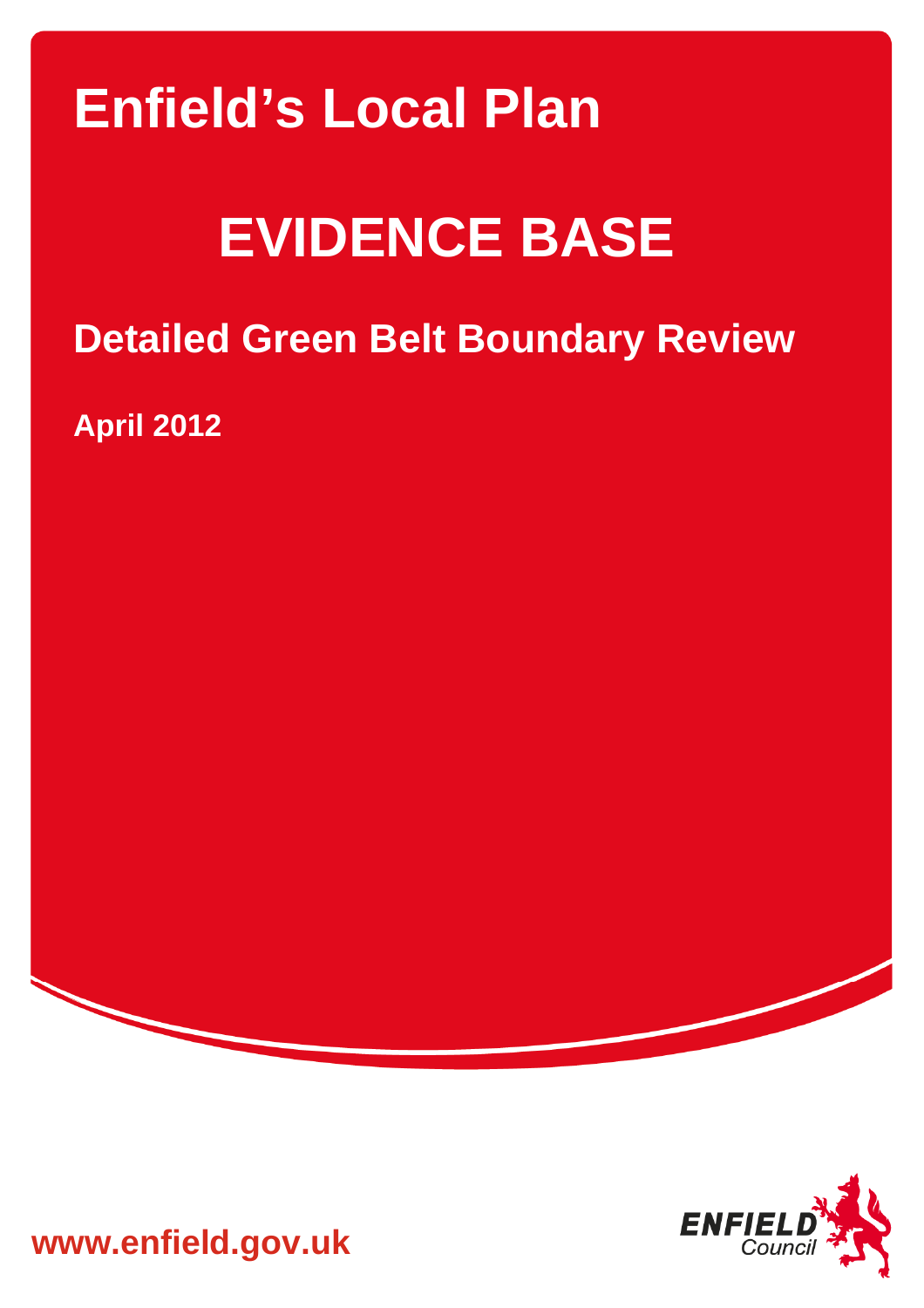# Enfield's Local Plan

# EVIDENCE BASE

## Detailed Green Belt Boundary Review

**April 2012**

**www.enfield.gov.uk**

ENFIELD Council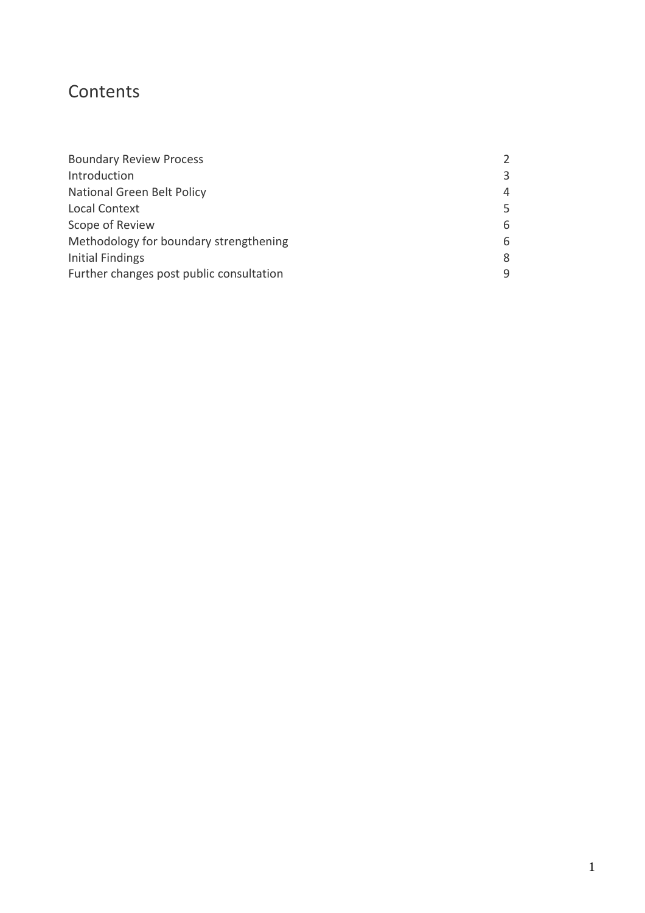# Contents

| | |
|---|---|
| Boundary Review Process | 2 |
| Introduction | 3 |
| National Green Belt Policy | 4 |
| Local Context | 5 |
| Scope of Review | 6 |
| Methodology for boundary strengthening | 6 |
| Initial Findings | 8 |
| Further changes post public consultation | 9 |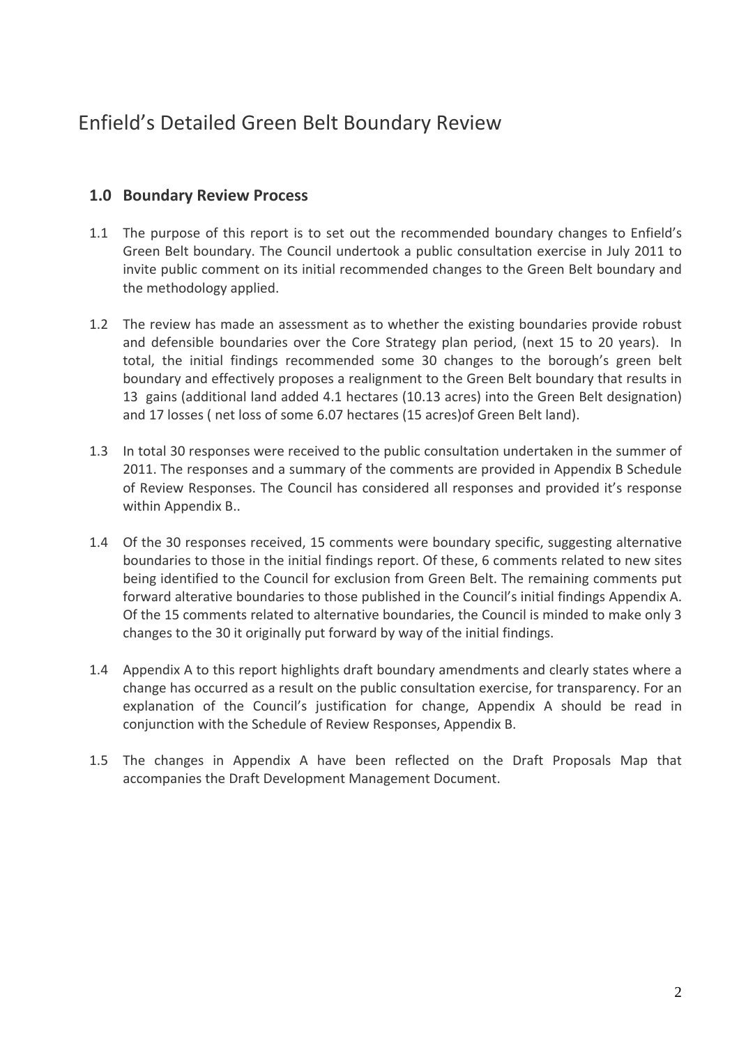# Enfield's Detailed Green Belt Boundary Review

## 1.0 Boundary Review Process

1.1 The purpose of this report is to set out the recommended boundary changes to Enfield's Green Belt boundary. The Council undertook a public consultation exercise in July 2011 to invite public comment on its initial recommended changes to the Green Belt boundary and the methodology applied.

1.2 The review has made an assessment as to whether the existing boundaries provide robust and defensible boundaries over the Core Strategy plan period, (next 15 to 20 years). In total, the initial findings recommended some 30 changes to the borough's green belt boundary and effectively proposes a realignment to the Green Belt boundary that results in 13 gains (additional land added 4.1 hectares (10.13 acres) into the Green Belt designation) and 17 losses ( net loss of some 6.07 hectares (15 acres)of Green Belt land).

1.3 In total 30 responses were received to the public consultation undertaken in the summer of 2011. The responses and a summary of the comments are provided in Appendix B Schedule of Review Responses. The Council has considered all responses and provided it's response within Appendix B..

1.4 Of the 30 responses received, 15 comments were boundary specific, suggesting alternative boundaries to those in the initial findings report. Of these, 6 comments related to new sites being identified to the Council for exclusion from Green Belt. The remaining comments put forward alterative boundaries to those published in the Council's initial findings Appendix A. Of the 15 comments related to alternative boundaries, the Council is minded to make only 3 changes to the 30 it originally put forward by way of the initial findings.

1.4 Appendix A to this report highlights draft boundary amendments and clearly states where a change has occurred as a result on the public consultation exercise, for transparency. For an explanation of the Council's justification for change, Appendix A should be read in conjunction with the Schedule of Review Responses, Appendix B.

1.5 The changes in Appendix A have been reflected on the Draft Proposals Map that accompanies the Draft Development Management Document.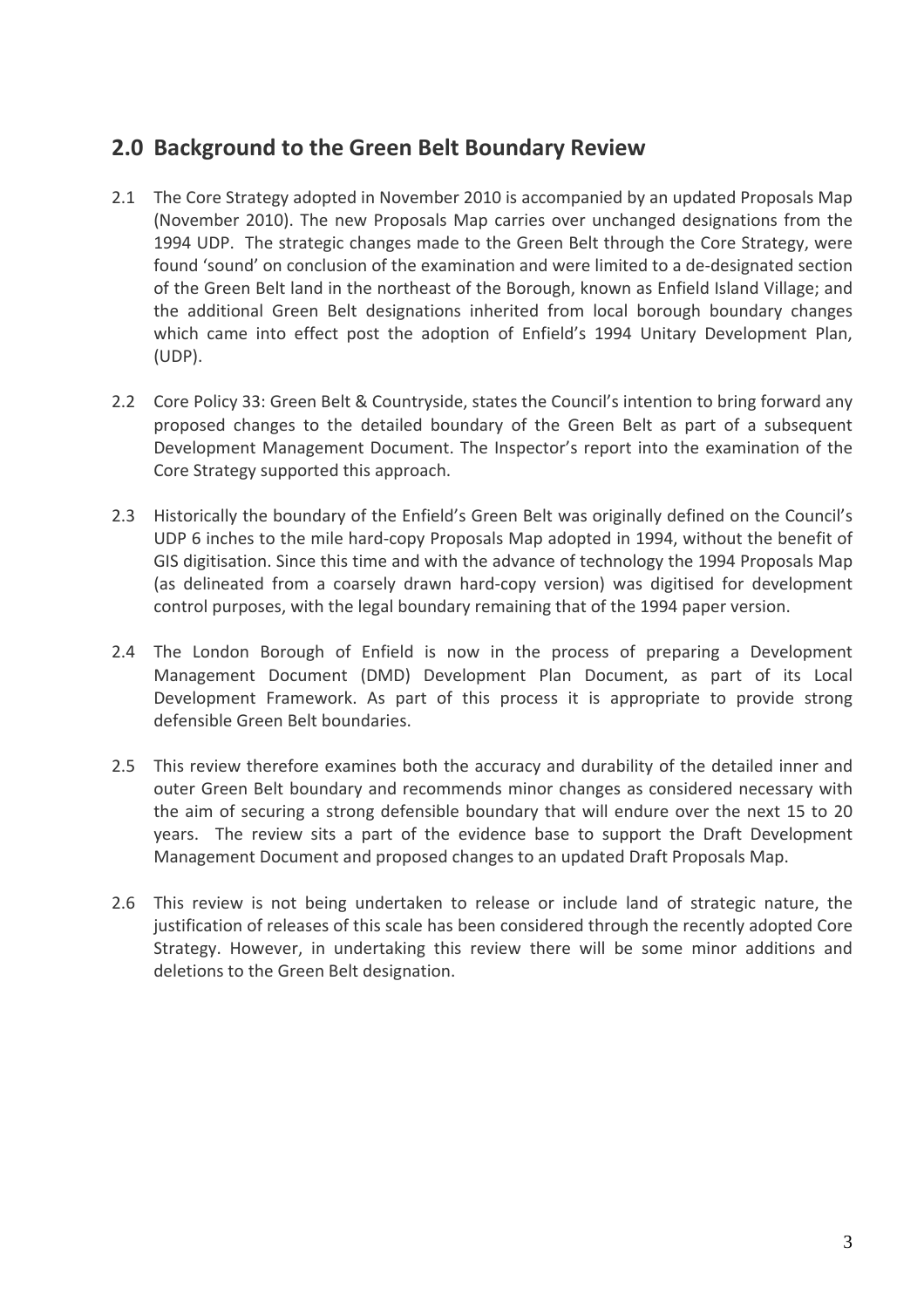## 2.0 Background to the Green Belt Boundary Review

2.1 The Core Strategy adopted in November 2010 is accompanied by an updated Proposals Map (November 2010). The new Proposals Map carries over unchanged designations from the 1994 UDP. The strategic changes made to the Green Belt through the Core Strategy, were found 'sound' on conclusion of the examination and were limited to a de-designated section of the Green Belt land in the northeast of the Borough, known as Enfield Island Village; and the additional Green Belt designations inherited from local borough boundary changes which came into effect post the adoption of Enfield's 1994 Unitary Development Plan, (UDP).

2.2 Core Policy 33: Green Belt & Countryside, states the Council's intention to bring forward any proposed changes to the detailed boundary of the Green Belt as part of a subsequent Development Management Document. The Inspector's report into the examination of the Core Strategy supported this approach.

2.3 Historically the boundary of the Enfield's Green Belt was originally defined on the Council's UDP 6 inches to the mile hard-copy Proposals Map adopted in 1994, without the benefit of GIS digitisation. Since this time and with the advance of technology the 1994 Proposals Map (as delineated from a coarsely drawn hard-copy version) was digitised for development control purposes, with the legal boundary remaining that of the 1994 paper version.

2.4 The London Borough of Enfield is now in the process of preparing a Development Management Document (DMD) Development Plan Document, as part of its Local Development Framework. As part of this process it is appropriate to provide strong defensible Green Belt boundaries.

2.5 This review therefore examines both the accuracy and durability of the detailed inner and outer Green Belt boundary and recommends minor changes as considered necessary with the aim of securing a strong defensible boundary that will endure over the next 15 to 20 years. The review sits a part of the evidence base to support the Draft Development Management Document and proposed changes to an updated Draft Proposals Map.

2.6 This review is not being undertaken to release or include land of strategic nature, the justification of releases of this scale has been considered through the recently adopted Core Strategy. However, in undertaking this review there will be some minor additions and deletions to the Green Belt designation.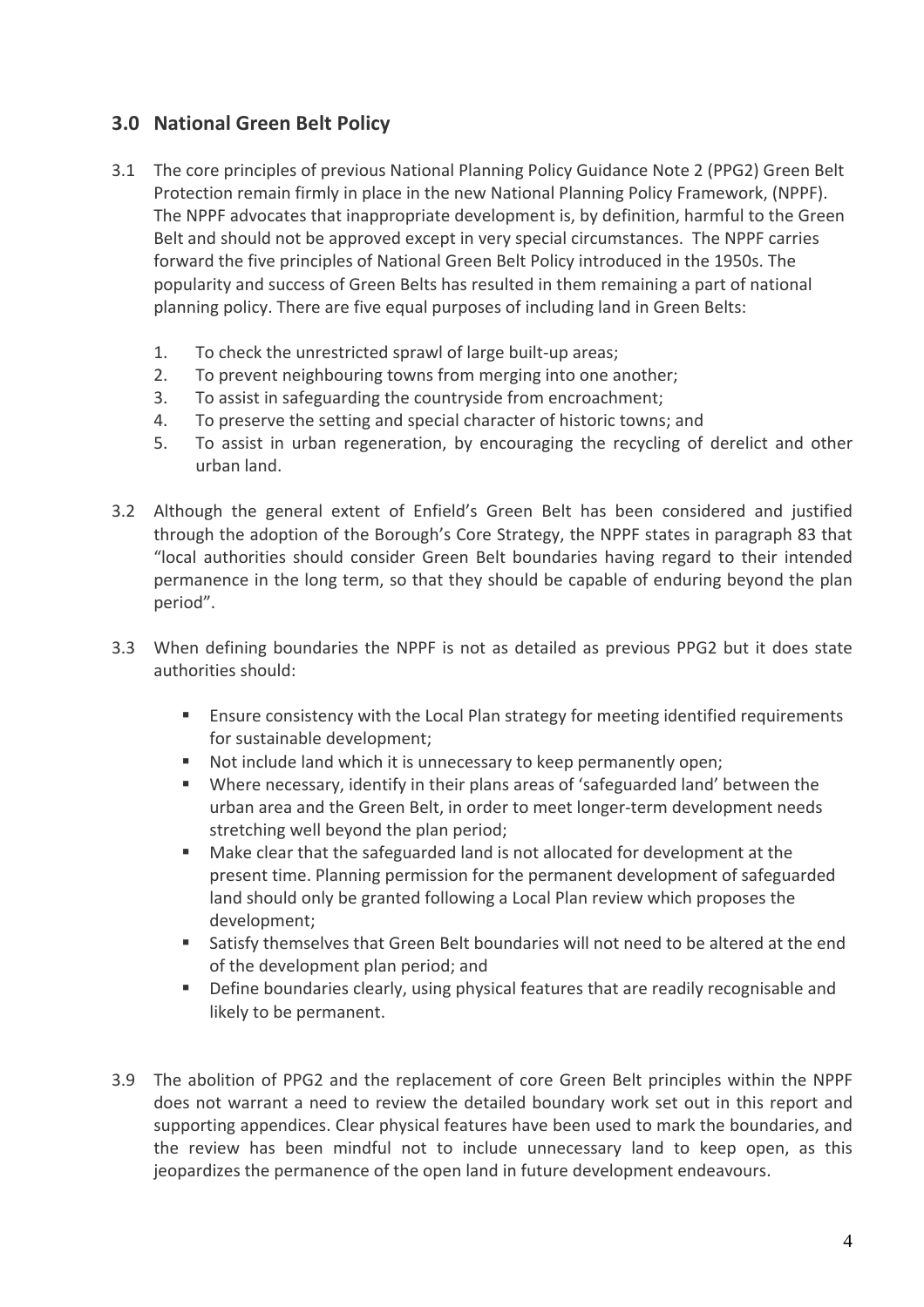## 3.0 National Green Belt Policy

3.1 The core principles of previous National Planning Policy Guidance Note 2 (PPG2) Green Belt Protection remain firmly in place in the new National Planning Policy Framework, (NPPF). The NPPF advocates that inappropriate development is, by definition, harmful to the Green Belt and should not be approved except in very special circumstances. The NPPF carries forward the five principles of National Green Belt Policy introduced in the 1950s. The popularity and success of Green Belts has resulted in them remaining a part of national planning policy. There are five equal purposes of including land in Green Belts:

1. To check the unrestricted sprawl of large built-up areas;
2. To prevent neighbouring towns from merging into one another;
3. To assist in safeguarding the countryside from encroachment;
4. To preserve the setting and special character of historic towns; and
5. To assist in urban regeneration, by encouraging the recycling of derelict and other urban land.

3.2 Although the general extent of Enfield's Green Belt has been considered and justified through the adoption of the Borough's Core Strategy, the NPPF states in paragraph 83 that "local authorities should consider Green Belt boundaries having regard to their intended permanence in the long term, so that they should be capable of enduring beyond the plan period".

3.3 When defining boundaries the NPPF is not as detailed as previous PPG2 but it does state authorities should:

- Ensure consistency with the Local Plan strategy for meeting identified requirements for sustainable development;
- Not include land which it is unnecessary to keep permanently open;
- Where necessary, identify in their plans areas of 'safeguarded land' between the urban area and the Green Belt, in order to meet longer-term development needs stretching well beyond the plan period;
- Make clear that the safeguarded land is not allocated for development at the present time. Planning permission for the permanent development of safeguarded land should only be granted following a Local Plan review which proposes the development;
- Satisfy themselves that Green Belt boundaries will not need to be altered at the end of the development plan period; and
- Define boundaries clearly, using physical features that are readily recognisable and likely to be permanent.

3.9 The abolition of PPG2 and the replacement of core Green Belt principles within the NPPF does not warrant a need to review the detailed boundary work set out in this report and supporting appendices. Clear physical features have been used to mark the boundaries, and the review has been mindful not to include unnecessary land to keep open, as this jeopardizes the permanence of the open land in future development endeavours.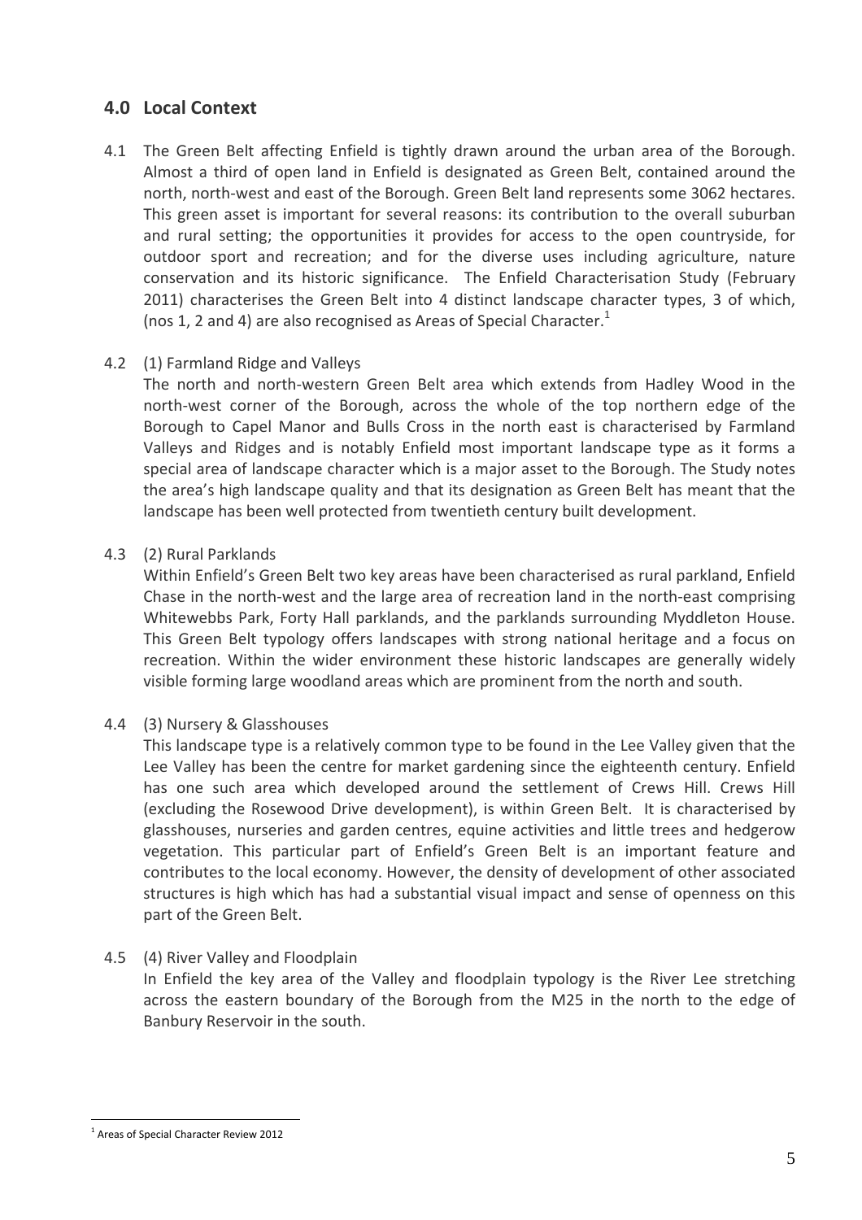## 4.0 Local Context

4.1 The Green Belt affecting Enfield is tightly drawn around the urban area of the Borough. Almost a third of open land in Enfield is designated as Green Belt, contained around the north, north-west and east of the Borough. Green Belt land represents some 3062 hectares. This green asset is important for several reasons: its contribution to the overall suburban and rural setting; the opportunities it provides for access to the open countryside, for outdoor sport and recreation; and for the diverse uses including agriculture, nature conservation and its historic significance. The Enfield Characterisation Study (February 2011) characterises the Green Belt into 4 distinct landscape character types, 3 of which, (nos 1, 2 and 4) are also recognised as Areas of Special Character.[1]

4.2 (1) Farmland Ridge and Valleys

The north and north-western Green Belt area which extends from Hadley Wood in the north-west corner of the Borough, across the whole of the top northern edge of the Borough to Capel Manor and Bulls Cross in the north east is characterised by Farmland Valleys and Ridges and is notably Enfield most important landscape type as it forms a special area of landscape character which is a major asset to the Borough. The Study notes the area's high landscape quality and that its designation as Green Belt has meant that the landscape has been well protected from twentieth century built development.

4.3 (2) Rural Parklands

Within Enfield's Green Belt two key areas have been characterised as rural parkland, Enfield Chase in the north-west and the large area of recreation land in the north-east comprising Whitewebbs Park, Forty Hall parklands, and the parklands surrounding Myddleton House. This Green Belt typology offers landscapes with strong national heritage and a focus on recreation. Within the wider environment these historic landscapes are generally widely visible forming large woodland areas which are prominent from the north and south.

4.4 (3) Nursery & Glasshouses

This landscape type is a relatively common type to be found in the Lee Valley given that the Lee Valley has been the centre for market gardening since the eighteenth century. Enfield has one such area which developed around the settlement of Crews Hill. Crews Hill (excluding the Rosewood Drive development), is within Green Belt. It is characterised by glasshouses, nurseries and garden centres, equine activities and little trees and hedgerow vegetation. This particular part of Enfield's Green Belt is an important feature and contributes to the local economy. However, the density of development of other associated structures is high which has had a substantial visual impact and sense of openness on this part of the Green Belt.

4.5 (4) River Valley and Floodplain

In Enfield the key area of the Valley and floodplain typology is the River Lee stretching across the eastern boundary of the Borough from the M25 in the north to the edge of Banbury Reservoir in the south.

---

[1] Areas of Special Character Review 2012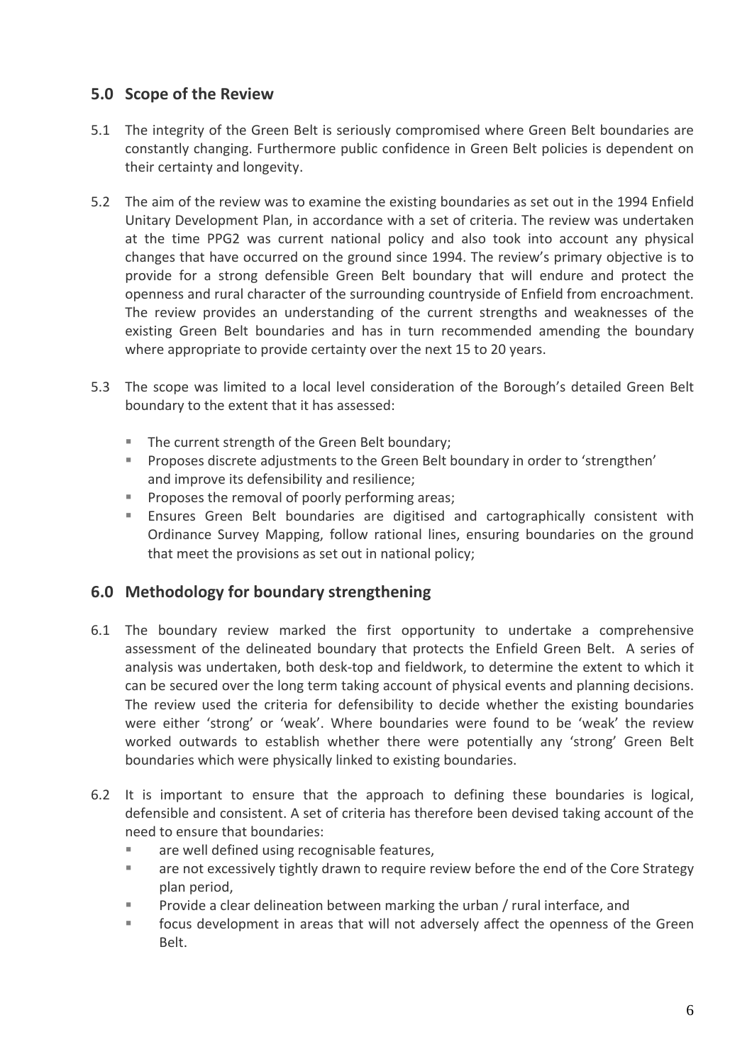## 5.0 Scope of the Review

5.1 The integrity of the Green Belt is seriously compromised where Green Belt boundaries are constantly changing. Furthermore public confidence in Green Belt policies is dependent on their certainty and longevity.

5.2 The aim of the review was to examine the existing boundaries as set out in the 1994 Enfield Unitary Development Plan, in accordance with a set of criteria. The review was undertaken at the time PPG2 was current national policy and also took into account any physical changes that have occurred on the ground since 1994. The review's primary objective is to provide for a strong defensible Green Belt boundary that will endure and protect the openness and rural character of the surrounding countryside of Enfield from encroachment. The review provides an understanding of the current strengths and weaknesses of the existing Green Belt boundaries and has in turn recommended amending the boundary where appropriate to provide certainty over the next 15 to 20 years.

5.3 The scope was limited to a local level consideration of the Borough's detailed Green Belt boundary to the extent that it has assessed:

- The current strength of the Green Belt boundary;
- Proposes discrete adjustments to the Green Belt boundary in order to 'strengthen' and improve its defensibility and resilience;
- Proposes the removal of poorly performing areas;
- Ensures Green Belt boundaries are digitised and cartographically consistent with Ordinance Survey Mapping, follow rational lines, ensuring boundaries on the ground that meet the provisions as set out in national policy;

## 6.0 Methodology for boundary strengthening

6.1 The boundary review marked the first opportunity to undertake a comprehensive assessment of the delineated boundary that protects the Enfield Green Belt. A series of analysis was undertaken, both desk-top and fieldwork, to determine the extent to which it can be secured over the long term taking account of physical events and planning decisions. The review used the criteria for defensibility to decide whether the existing boundaries were either 'strong' or 'weak'. Where boundaries were found to be 'weak' the review worked outwards to establish whether there were potentially any 'strong' Green Belt boundaries which were physically linked to existing boundaries.

6.2 It is important to ensure that the approach to defining these boundaries is logical, defensible and consistent. A set of criteria has therefore been devised taking account of the need to ensure that boundaries:

- are well defined using recognisable features,
- are not excessively tightly drawn to require review before the end of the Core Strategy plan period,
- Provide a clear delineation between marking the urban / rural interface, and
- focus development in areas that will not adversely affect the openness of the Green Belt.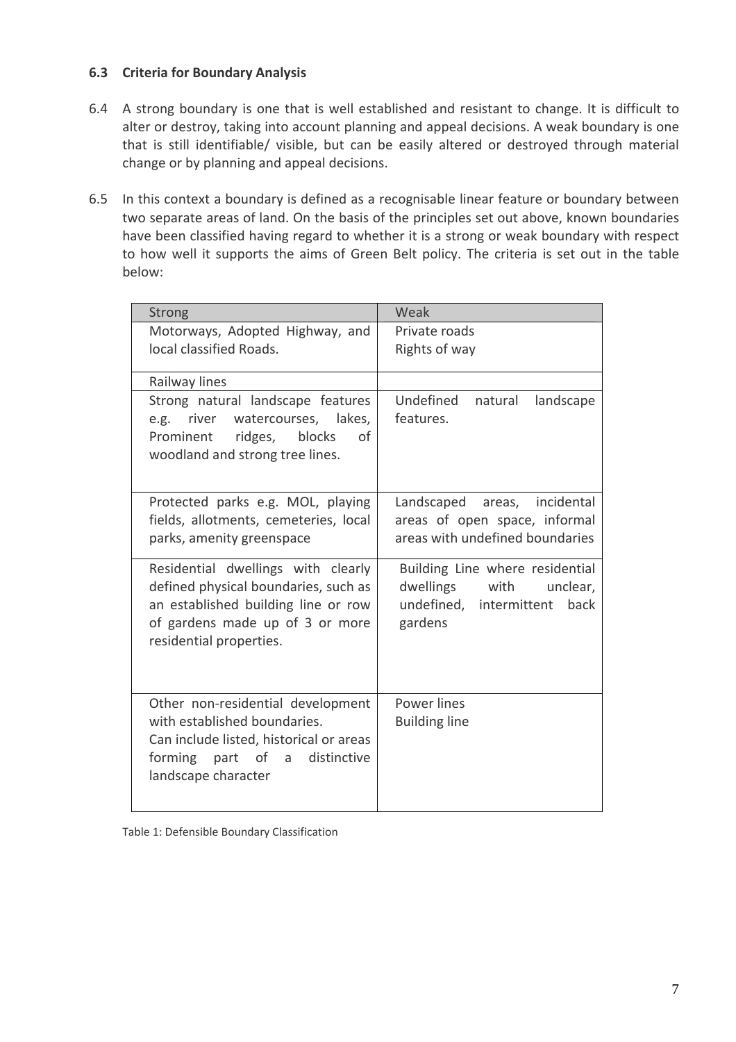### 6.3 Criteria for Boundary Analysis

6.4 A strong boundary is one that is well established and resistant to change. It is difficult to alter or destroy, taking into account planning and appeal decisions. A weak boundary is one that is still identifiable/ visible, but can be easily altered or destroyed through material change or by planning and appeal decisions.

6.5 In this context a boundary is defined as a recognisable linear feature or boundary between two separate areas of land. On the basis of the principles set out above, known boundaries have been classified having regard to whether it is a strong or weak boundary with respect to how well it supports the aims of Green Belt policy. The criteria is set out in the table below:

| Strong | Weak |
|---|---|
| Motorways, Adopted Highway, and local classified Roads. | Private roads<br>Rights of way |
| Railway lines | |
| Strong natural landscape features e.g. river watercourses, lakes, Prominent ridges, blocks of woodland and strong tree lines. | Undefined natural landscape features. |
| Protected parks e.g. MOL, playing fields, allotments, cemeteries, local parks, amenity greenspace | Landscaped areas, incidental areas of open space, informal areas with undefined boundaries |
| Residential dwellings with clearly defined physical boundaries, such as an established building line or row of gardens made up of 3 or more residential properties. | Building Line where residential dwellings with unclear, undefined, intermittent back gardens |
| Other non-residential development with established boundaries.<br>Can include listed, historical or areas forming part of a distinctive landscape character | Power lines<br>Building line |

Table 1: Defensible Boundary Classification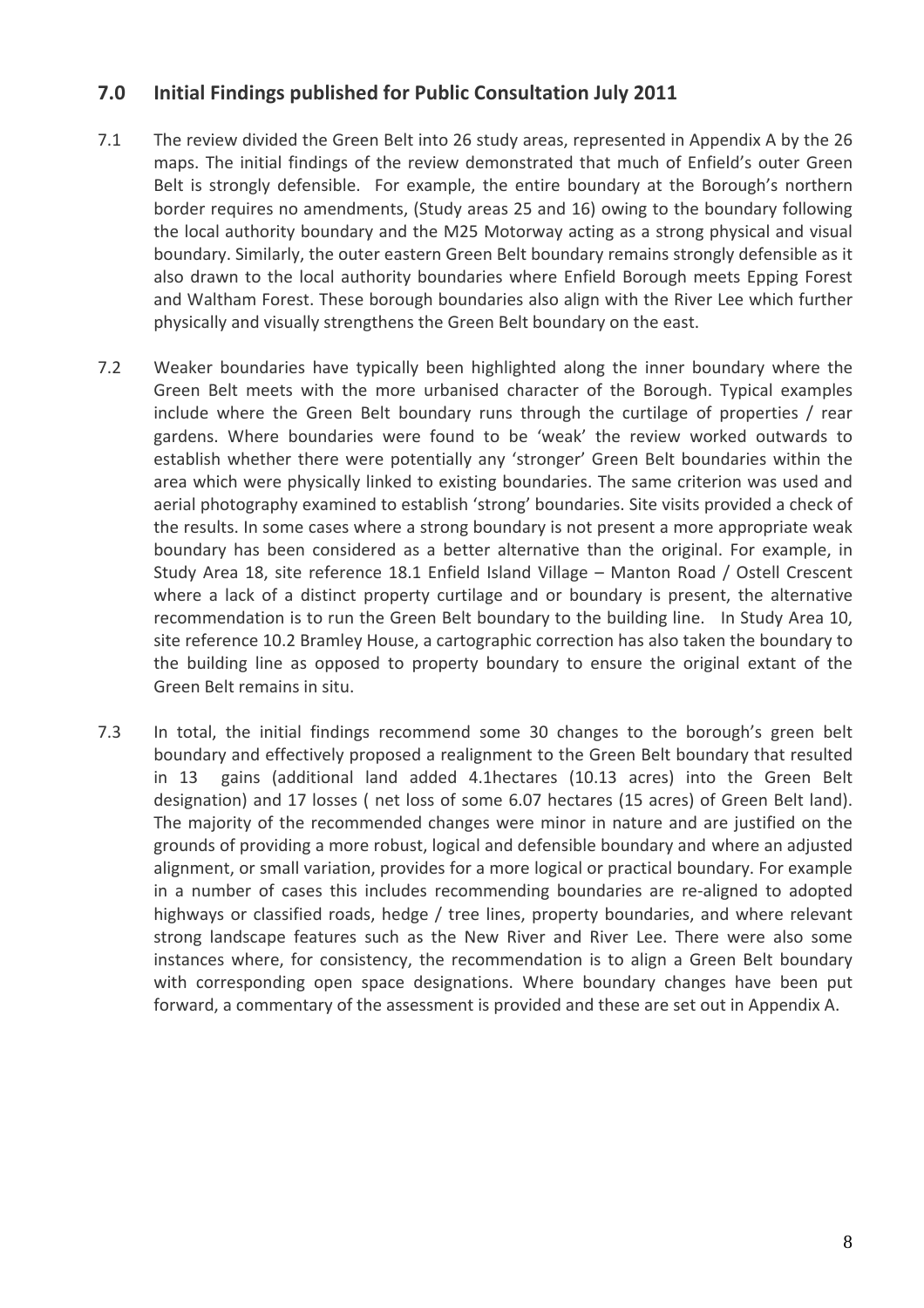## 7.0 Initial Findings published for Public Consultation July 2011

7.1 The review divided the Green Belt into 26 study areas, represented in Appendix A by the 26 maps. The initial findings of the review demonstrated that much of Enfield's outer Green Belt is strongly defensible. For example, the entire boundary at the Borough's northern border requires no amendments, (Study areas 25 and 16) owing to the boundary following the local authority boundary and the M25 Motorway acting as a strong physical and visual boundary. Similarly, the outer eastern Green Belt boundary remains strongly defensible as it also drawn to the local authority boundaries where Enfield Borough meets Epping Forest and Waltham Forest. These borough boundaries also align with the River Lee which further physically and visually strengthens the Green Belt boundary on the east.

7.2 Weaker boundaries have typically been highlighted along the inner boundary where the Green Belt meets with the more urbanised character of the Borough. Typical examples include where the Green Belt boundary runs through the curtilage of properties / rear gardens. Where boundaries were found to be 'weak' the review worked outwards to establish whether there were potentially any 'stronger' Green Belt boundaries within the area which were physically linked to existing boundaries. The same criterion was used and aerial photography examined to establish 'strong' boundaries. Site visits provided a check of the results. In some cases where a strong boundary is not present a more appropriate weak boundary has been considered as a better alternative than the original. For example, in Study Area 18, site reference 18.1 Enfield Island Village – Manton Road / Ostell Crescent where a lack of a distinct property curtilage and or boundary is present, the alternative recommendation is to run the Green Belt boundary to the building line. In Study Area 10, site reference 10.2 Bramley House, a cartographic correction has also taken the boundary to the building line as opposed to property boundary to ensure the original extant of the Green Belt remains in situ.

7.3 In total, the initial findings recommend some 30 changes to the borough's green belt boundary and effectively proposed a realignment to the Green Belt boundary that resulted in 13 gains (additional land added 4.1hectares (10.13 acres) into the Green Belt designation) and 17 losses ( net loss of some 6.07 hectares (15 acres) of Green Belt land). The majority of the recommended changes were minor in nature and are justified on the grounds of providing a more robust, logical and defensible boundary and where an adjusted alignment, or small variation, provides for a more logical or practical boundary. For example in a number of cases this includes recommending boundaries are re-aligned to adopted highways or classified roads, hedge / tree lines, property boundaries, and where relevant strong landscape features such as the New River and River Lee. There were also some instances where, for consistency, the recommendation is to align a Green Belt boundary with corresponding open space designations. Where boundary changes have been put forward, a commentary of the assessment is provided and these are set out in Appendix A.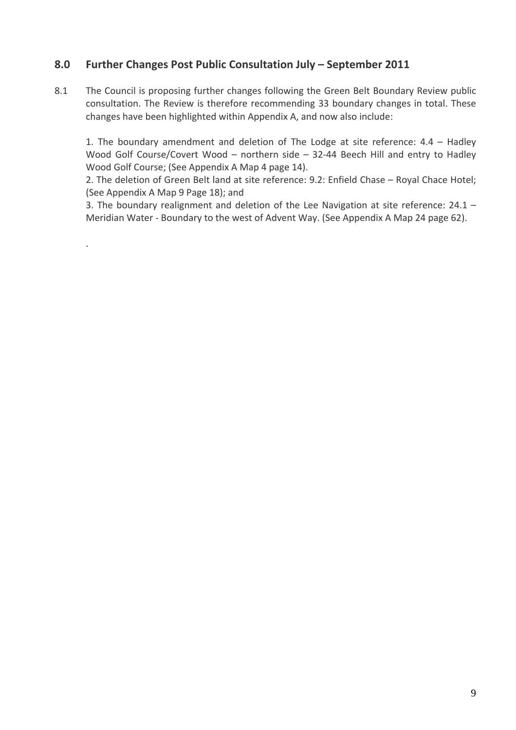## 8.0 Further Changes Post Public Consultation July – September 2011

8.1 The Council is proposing further changes following the Green Belt Boundary Review public consultation. The Review is therefore recommending 33 boundary changes in total. These changes have been highlighted within Appendix A, and now also include:

1. The boundary amendment and deletion of The Lodge at site reference: 4.4 – Hadley Wood Golf Course/Covert Wood – northern side – 32-44 Beech Hill and entry to Hadley Wood Golf Course; (See Appendix A Map 4 page 14).
2. The deletion of Green Belt land at site reference: 9.2: Enfield Chase – Royal Chace Hotel; (See Appendix A Map 9 Page 18); and
3. The boundary realignment and deletion of the Lee Navigation at site reference: 24.1 – Meridian Water - Boundary to the west of Advent Way. (See Appendix A Map 24 page 62).

.